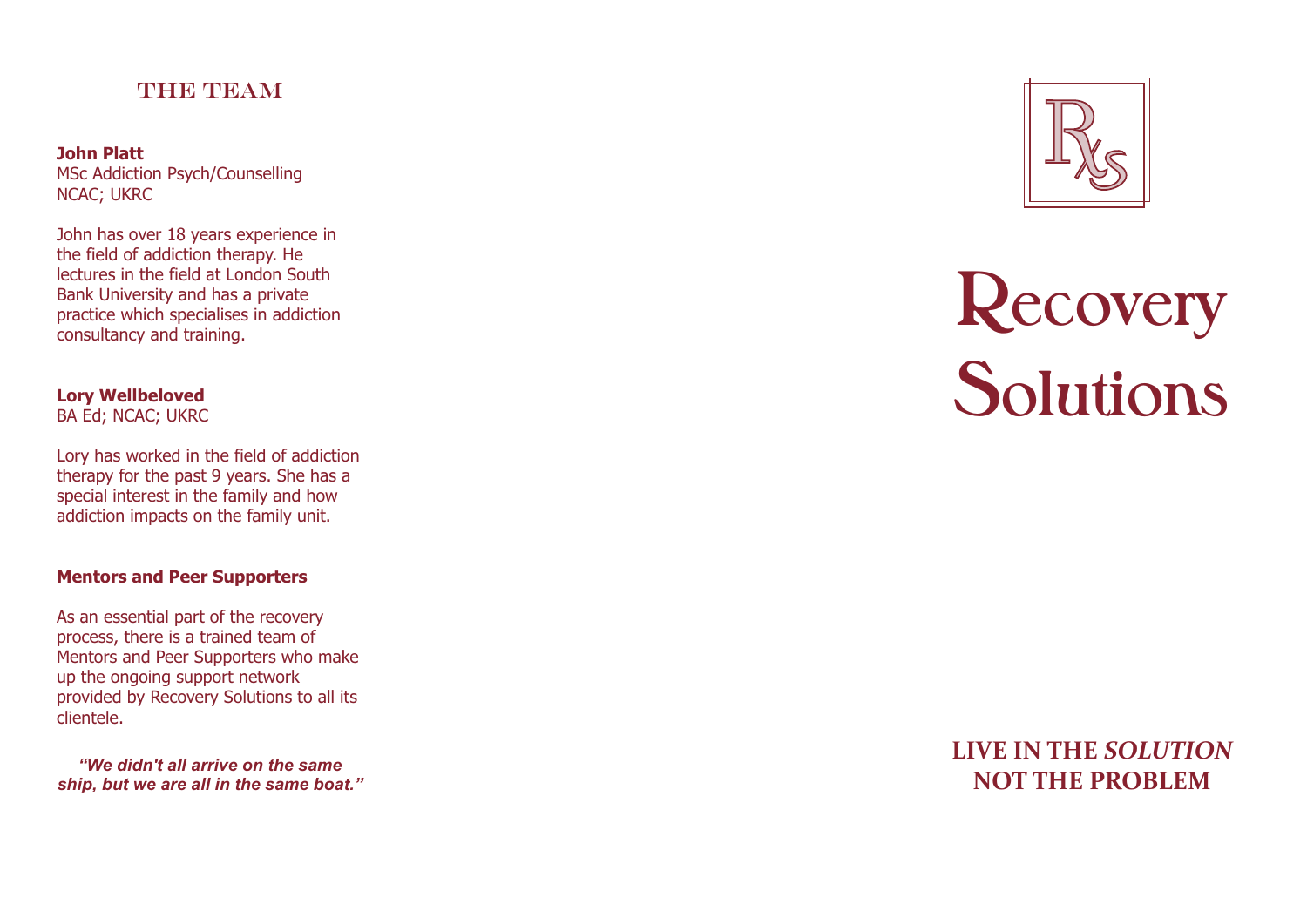## THE TEAM

**John Platt**
MSc Addiction Psych/Counselling
NCAC; UKRC

John has over 18 years experience in the field of addiction therapy. He lectures in the field at London South Bank University and has a private practice which specialises in addiction consultancy and training.

**Lory Wellbeloved**
BA Ed; NCAC; UKRC

Lory has worked in the field of addiction therapy for the past 9 years. She has a special interest in the family and how addiction impacts on the family unit.

**Mentors and Peer Supporters**

As an essential part of the recovery process, there is a trained team of Mentors and Peer Supporters who make up the ongoing support network provided by Recovery Solutions to all its clientele.

***"We didn't all arrive on the same ship, but we are all in the same boat."***

# Recovery Solutions

**LIVE IN THE *SOLUTION* NOT THE PROBLEM**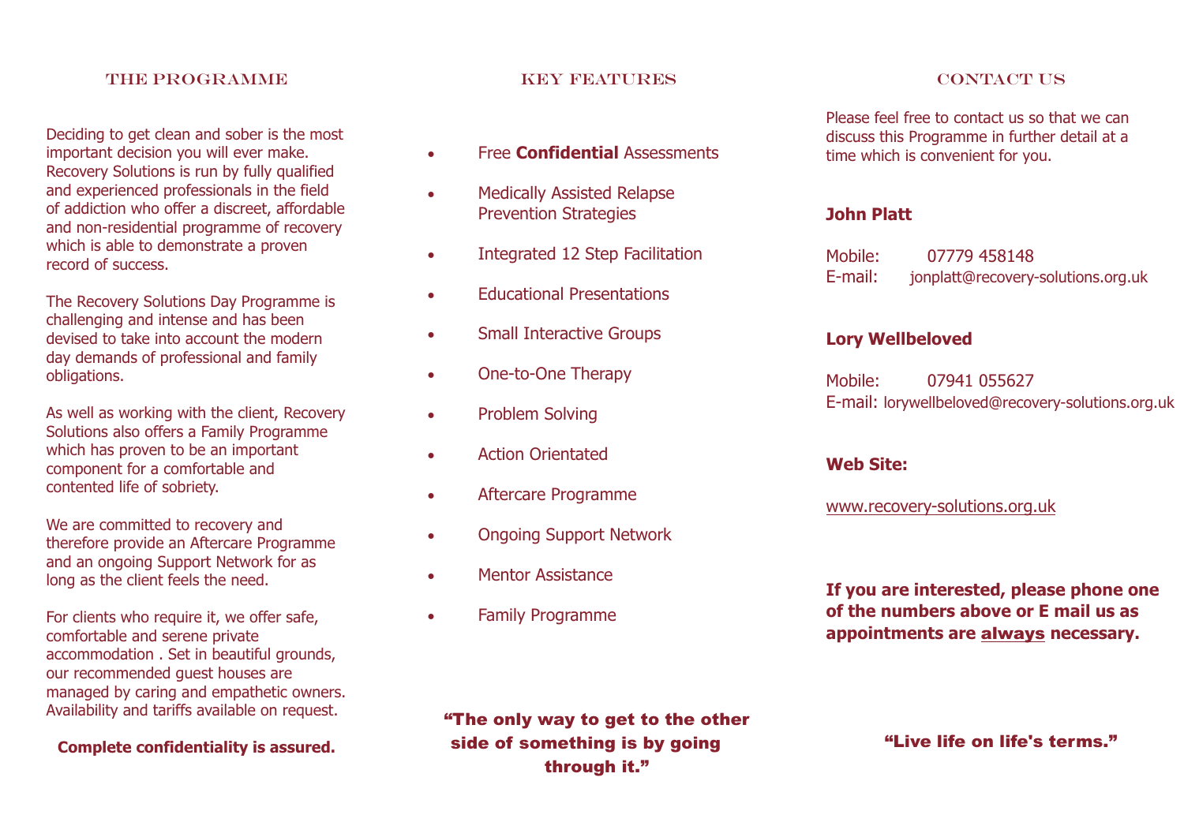## THE PROGRAMME

Deciding to get clean and sober is the most important decision you will ever make. Recovery Solutions is run by fully qualified and experienced professionals in the field of addiction who offer a discreet, affordable and non-residential programme of recovery which is able to demonstrate a proven record of success.

The Recovery Solutions Day Programme is challenging and intense and has been devised to take into account the modern day demands of professional and family obligations.

As well as working with the client, Recovery Solutions also offers a Family Programme which has proven to be an important component for a comfortable and contented life of sobriety.

We are committed to recovery and therefore provide an Aftercare Programme and an ongoing Support Network for as long as the client feels the need.

For clients who require it, we offer safe, comfortable and serene private accommodation . Set in beautiful grounds, our recommended guest houses are managed by caring and empathetic owners. Availability and tariffs available on request.

**Complete confidentiality is assured.**

## KEY FEATURES

- Free **Confidential** Assessments
- Medically Assisted Relapse Prevention Strategies
- Integrated 12 Step Facilitation
- Educational Presentations
- Small Interactive Groups
- One-to-One Therapy
- Problem Solving
- Action Orientated
- Aftercare Programme
- Ongoing Support Network
- Mentor Assistance
- Family Programme

**"The only way to get to the other side of something is by going through it."**

## CONTACT US

Please feel free to contact us so that we can discuss this Programme in further detail at a time which is convenient for you.

**John Platt**

Mobile: 07779 458148
E-mail: jonplatt@recovery-solutions.org.uk

**Lory Wellbeloved**

Mobile: 07941 055627
E-mail: lorywellbeloved@recovery-solutions.org.uk

**Web Site:**

www.recovery-solutions.org.uk

**If you are interested, please phone one of the numbers above or E mail us as appointments are always necessary.**

**"Live life on life's terms."**